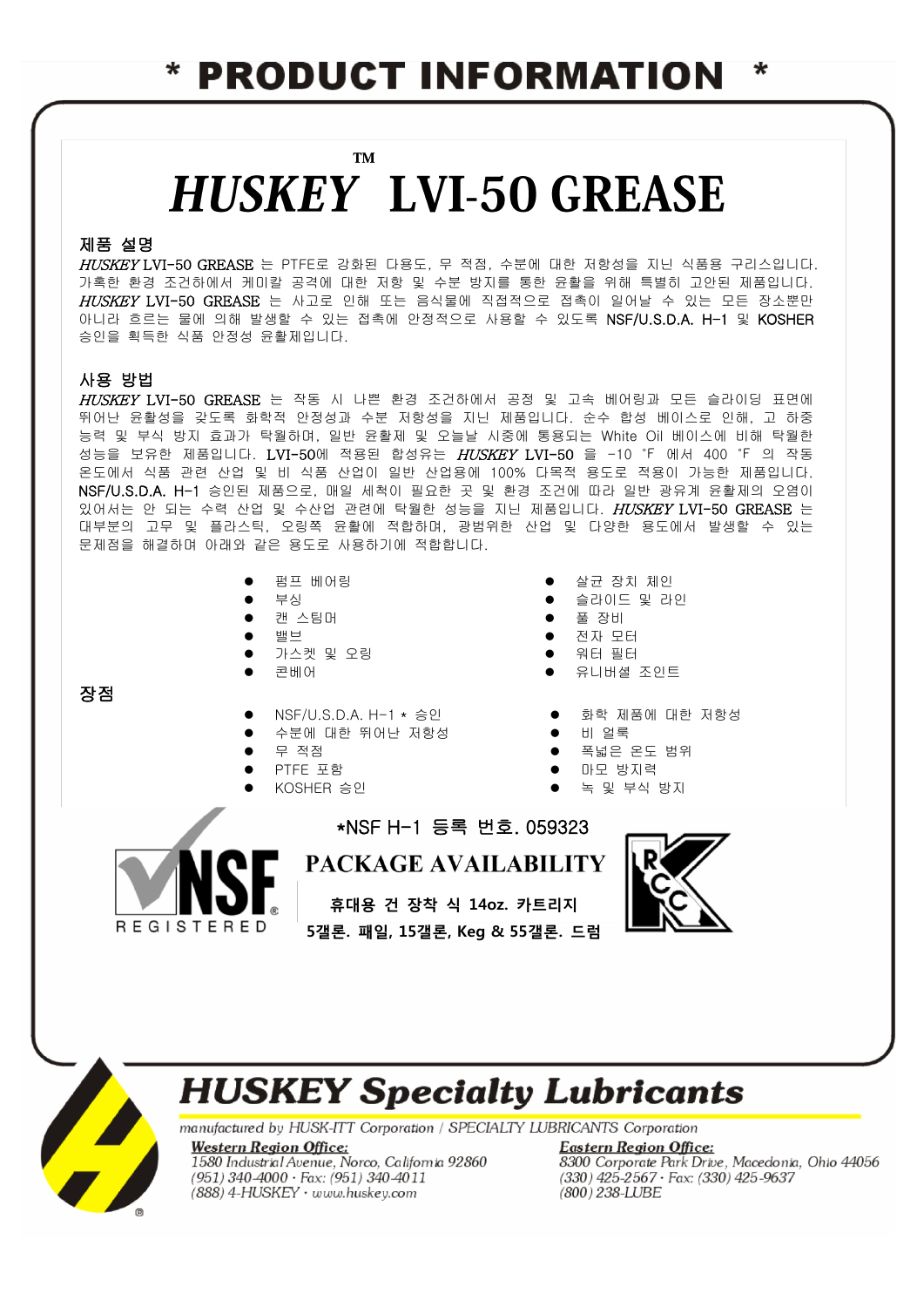# * PRODUCT INFORMATION *

# *HUSKEY*™ LVI-50 GREASE

## 제품 설명

*HUSKEY* LVI-50 GREASE 는 PTFE로 강화된 다용도, 무 적점, 수분에 대한 저항성을 지닌 식품용 구리스입니다. 가혹한 환경 조건하에서 케미칼 공격에 대한 저항 및 수분 방지를 통한 윤활을 위해 특별히 고안된 제품입니다. *HUSKEY* LVI-50 GREASE 는 사고로 인해 또는 음식물에 직접적으로 접촉이 일어날 수 있는 모든 장소뿐만 아니라 흐르는 물에 의해 발생할 수 있는 접촉에 안정적으로 사용할 수 있도록 NSF/U.S.D.A. H-1 및 KOSHER 승인을 획득한 식품 안정성 윤활제입니다.

## 사용 방법

*HUSKEY* LVI-50 GREASE 는 작동 시 나쁜 환경 조건하에서 공정 및 고속 베어링과 모든 슬라이딩 표면에 뛰어난 윤활성을 갖도록 화학적 안정성과 수분 저항성을 지닌 제품입니다. 순수 합성 베이스로 인해, 고 하중 능력 및 부식 방지 효과가 탁월하며, 일반 윤활제 및 오늘날 시중에 통용되는 White Oil 베이스에 비해 탁월한 성능을 보유한 제품입니다. LVI-50에 적용된 합성유는 *HUSKEY* LVI-50 을 -10 °F 에서 400 °F 의 작동 온도에서 식품 관련 산업 및 비 식품 산업이 일반 산업용에 100% 다목적 용도로 적용이 가능한 제품입니다. NSF/U.S.D.A. H-1 승인된 제품으로, 매일 세척이 필요한 곳 및 환경 조건에 따라 일반 광유계 윤활제의 오염이 있어서는 안 되는 수력 산업 및 수산업 관련에 탁월한 성능을 지닌 제품입니다. *HUSKEY* LVI-50 GREASE 는 대부분의 고무 및 플라스틱, 오링쪽 윤활에 적합하며, 광범위한 산업 및 다양한 용도에서 발생할 수 있는 문제점을 해결하며 아래와 같은 용도로 사용하기에 적합합니다.

- 펌프 베어링
- 부싱
- 캔 스팀머
- 밸브
- 가스켓 및 오링
- 콘베어
- 살균 장치 체인
- 슬라이드 및 라인
- 풀 장비
- 전자 모터
- 워터 필터
- 유니버셜 조인트

## 장점

- NSF/U.S.D.A. H-1 * 승인
- 수분에 대한 뛰어난 저항성
- 무 적점
- PTFE 포함
- KOSHER 승인
- 화학 제품에 대한 저항성
- 비 얼룩
- 폭넓은 온도 범위
- 마모 방지력
- 녹 및 부식 방지

*NSF H-1 등록 번호. 059323

NSF REGISTERED

## PACKAGE AVAILABILITY

**휴대용 건 장착 식 14oz. 카트리지**

**5갤론. 패일, 15갤론, Keg & 55갤론. 드럼**

# HUSKEY Specialty Lubricants

*manufactured by HUSK-ITT Corporation / SPECIALTY LUBRICANTS Corporation*

***Western Region Office:***
*1580 Industrial Avenue, Norco, California 92860*
*(951) 340-4000 · Fax: (951) 340-4011*
*(888) 4-HUSKEY · www.huskey.com*

***Eastern Region Office:***
*8300 Corporate Park Drive, Macedonia, Ohio 44056*
*(330) 425-2567 · Fax: (330) 425-9637*
*(800) 238-LUBE*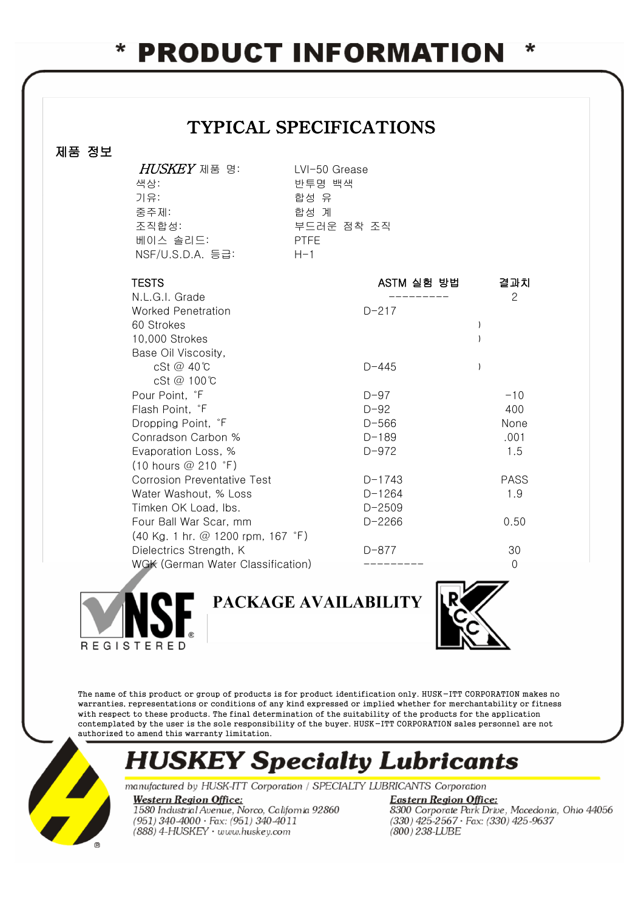# * PRODUCT INFORMATION *

## TYPICAL SPECIFICATIONS

### 제품 정보

| | |
|---|---|
| *HUSKEY* 제품 명: | LVI-50 Grease |
| 색상: | 반투명 백색 |
| 기유: | 합성 유 |
| 증주제: | 합성 계 |
| 조직합성: | 부드러운 점착 조직 |
| 베이스 솔리드: | PTFE |
| NSF/U.S.D.A. 등급: | H-1 |

| TESTS | ASTM 실험 방법 | 결과치 |
|---|---|---|
| N.L.G.I. Grade | ---------- | 2 |
| Worked Penetration | D-217 | |
| 60 Strokes | ) | |
| 10,000 Strokes | ) | |
| Base Oil Viscosity, | | |
| cSt @ 40℃ | D-445 ) | |
| cSt @ 100℃ | | |
| Pour Point, ˚F | D-97 | -10 |
| Flash Point, ˚F | D-92 | 400 |
| Dropping Point, ˚F | D-566 | None |
| Conradson Carbon % | D-189 | .001 |
| Evaporation Loss, % (10 hours @ 210 ˚F) | D-972 | 1.5 |
| Corrosion Preventative Test | D-1743 | PASS |
| Water Washout, % Loss | D-1264 | 1.9 |
| Timken OK Load, lbs. | D-2509 | |
| Four Ball War Scar, mm (40 Kg. 1 hr. @ 1200 rpm, 167 ˚F) | D-2266 | 0.50 |
| Dielectrics Strength, K | D-877 | 30 |
| WGK (German Water Classification) | --------- | 0 |

NSF REGISTERED

## PACKAGE AVAILABILITY

The name of this product or group of products is for product identification only. HUSK-ITT CORPORATION makes no warranties, representations or conditions of any kind expressed or implied whether for merchantability or fitness with respect to these products. The final determination of the suitability of the products for the application contemplated by the user is the sole responsibility of the buyer. HUSK-ITT CORPORATION sales personnel are not authorized to amend this warranty limitation.

# HUSKEY Specialty Lubricants

*manufactured by HUSK-ITT Corporation / SPECIALTY LUBRICANTS Corporation*

**Western Region Office:**
1580 Industrial Avenue, Norco, California 92860
(951) 340-4000 · Fax: (951) 340-4011
(888) 4-HUSKEY · www.huskey.com

**Eastern Region Office:**
8300 Corporate Park Drive, Macedonia, Ohio 44056
(330) 425-2567 · Fax: (330) 425-9637
(800) 238-LUBE